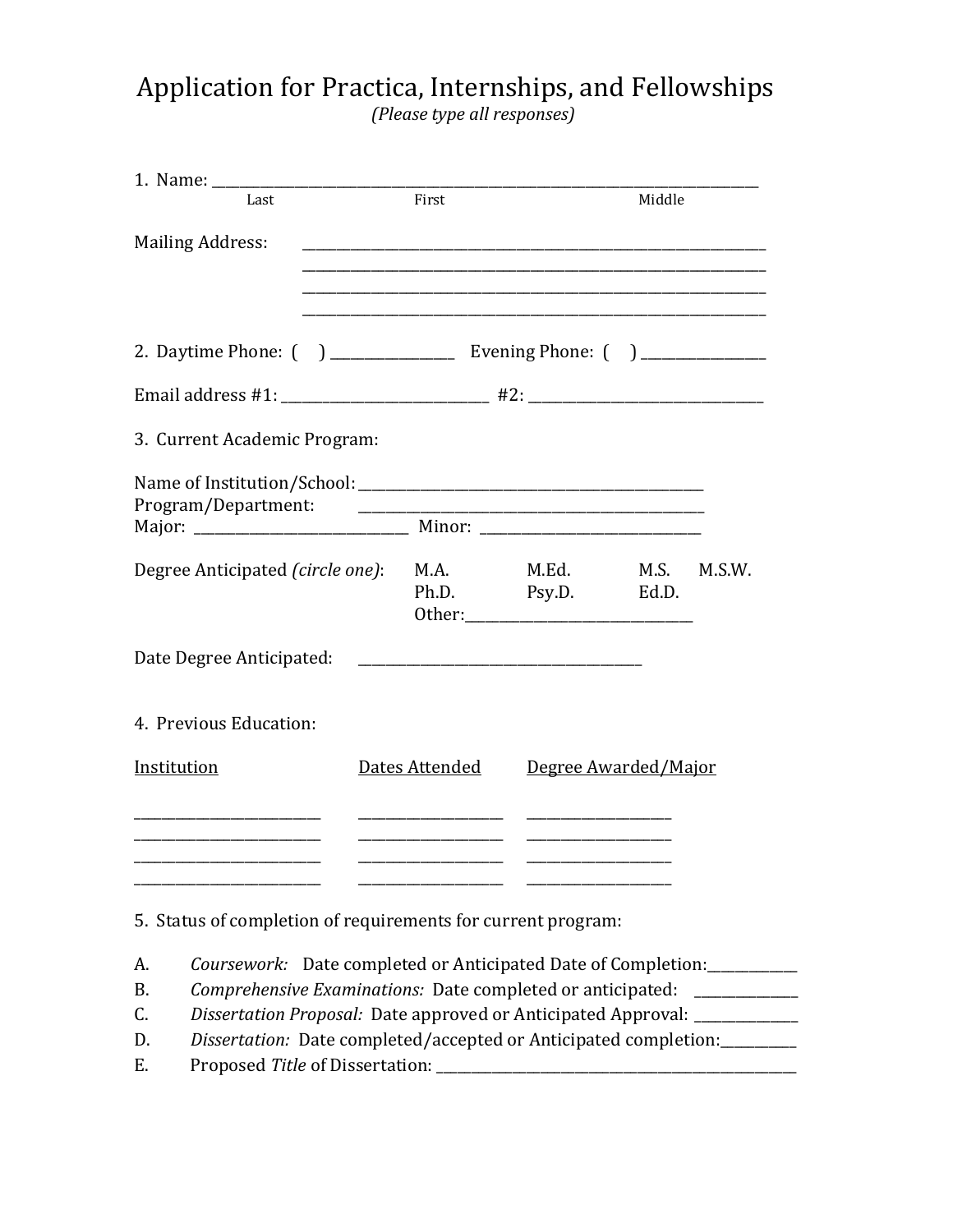# Application for Practica, Internships, and Fellowships

*(Please type all responses)*

1. Name: ____________________________________________________________________________
   Last                                   First                                   Middle

Mailing Address: ____________________________________________________________________
____________________________________________________________________
____________________________________________________________________
____________________________________________________________________

2. Daytime Phone: (    ) ________________   Evening Phone: (    ) ________________

Email address #1: ____________________________   #2: ________________________________

3. Current Academic Program:

Name of Institution/School: ________________________________________________
Program/Department: ________________________________________________
Major: ____________________________   Minor: ____________________________

Degree Anticipated *(circle one)*:   M.A.   M.Ed.   M.S.   M.S.W.
Ph.D.   Psy.D.   Ed.D.
Other:_______________________________

Date Degree Anticipated: ________________________________________

4. Previous Education:

| Institution | Dates Attended | Degree Awarded/Major |
|---|---|---|
| __________________________ | ____________________ | ____________________ |
| __________________________ | ____________________ | ____________________ |
| __________________________ | ____________________ | ____________________ |
| __________________________ | ____________________ | ____________________ |

5. Status of completion of requirements for current program:

A. *Coursework:* Date completed or Anticipated Date of Completion:____________
B. *Comprehensive Examinations:* Date completed or anticipated: ______________
C. *Dissertation Proposal:* Date approved or Anticipated Approval: ______________
D. *Dissertation:* Date completed/accepted or Anticipated completion:__________
E. Proposed *Title* of Dissertation: ____________________________________________________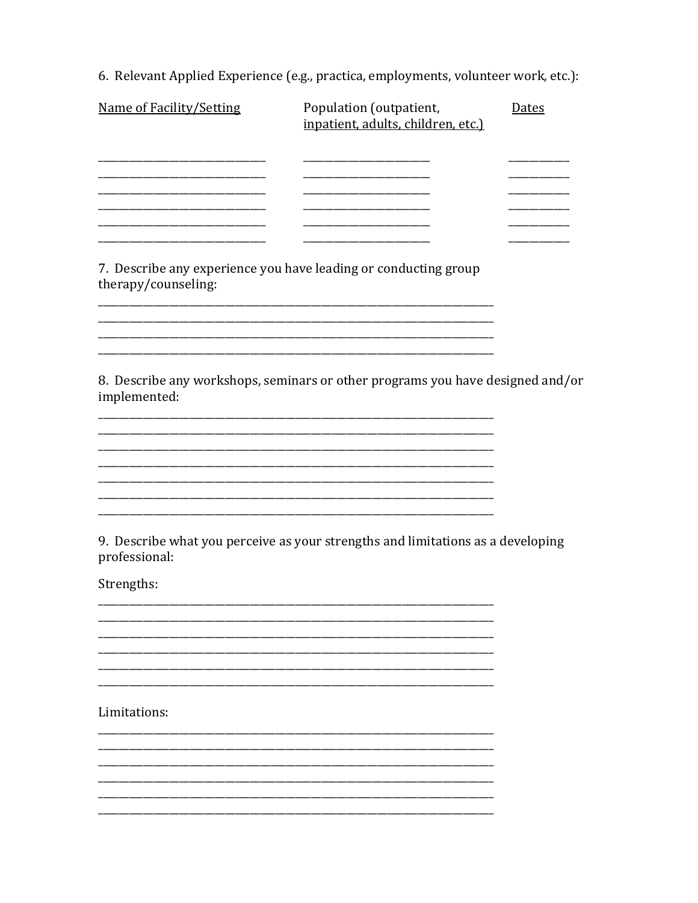6. Relevant Applied Experience (e.g., practica, employments, volunteer work, etc.):

| Name of Facility/Setting | Population (outpatient, inpatient, adults, children, etc.) | Dates |
|---|---|---|
| ______________________________ | ______________________ | ___________ |
| ______________________________ | ______________________ | ___________ |
| ______________________________ | ______________________ | ___________ |
| ______________________________ | ______________________ | ___________ |
| ______________________________ | ______________________ | ___________ |
| ______________________________ | ______________________ | ___________ |

7. Describe any experience you have leading or conducting group therapy/counseling:

______________________________________________________________________

______________________________________________________________________

______________________________________________________________________

______________________________________________________________________

8. Describe any workshops, seminars or other programs you have designed and/or implemented:

______________________________________________________________________

______________________________________________________________________

______________________________________________________________________

______________________________________________________________________

______________________________________________________________________

______________________________________________________________________

______________________________________________________________________

9. Describe what you perceive as your strengths and limitations as a developing professional:

Strengths:

______________________________________________________________________

______________________________________________________________________

______________________________________________________________________

______________________________________________________________________

______________________________________________________________________

______________________________________________________________________

Limitations:

______________________________________________________________________

______________________________________________________________________

______________________________________________________________________

______________________________________________________________________

______________________________________________________________________

______________________________________________________________________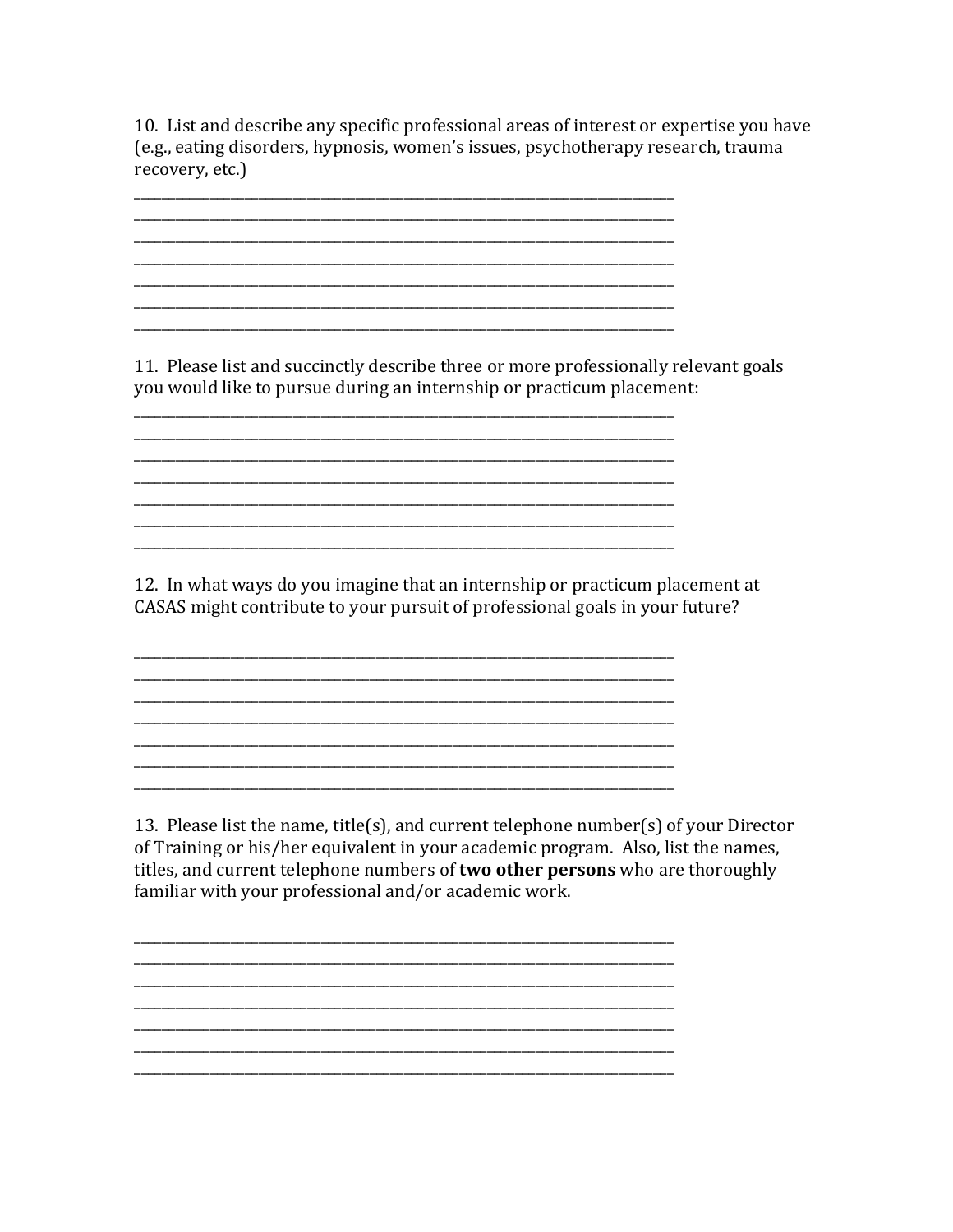10. List and describe any specific professional areas of interest or expertise you have (e.g., eating disorders, hypnosis, women's issues, psychotherapy research, trauma recovery, etc.)

______________________________________________________________________________
______________________________________________________________________________
______________________________________________________________________________
______________________________________________________________________________
______________________________________________________________________________
______________________________________________________________________________
______________________________________________________________________________

11. Please list and succinctly describe three or more professionally relevant goals you would like to pursue during an internship or practicum placement:

______________________________________________________________________________
______________________________________________________________________________
______________________________________________________________________________
______________________________________________________________________________
______________________________________________________________________________
______________________________________________________________________________
______________________________________________________________________________

12. In what ways do you imagine that an internship or practicum placement at CASAS might contribute to your pursuit of professional goals in your future?

______________________________________________________________________________
______________________________________________________________________________
______________________________________________________________________________
______________________________________________________________________________
______________________________________________________________________________
______________________________________________________________________________
______________________________________________________________________________

13. Please list the name, title(s), and current telephone number(s) of your Director of Training or his/her equivalent in your academic program. Also, list the names, titles, and current telephone numbers of **two other persons** who are thoroughly familiar with your professional and/or academic work.

______________________________________________________________________________
______________________________________________________________________________
______________________________________________________________________________
______________________________________________________________________________
______________________________________________________________________________
______________________________________________________________________________
______________________________________________________________________________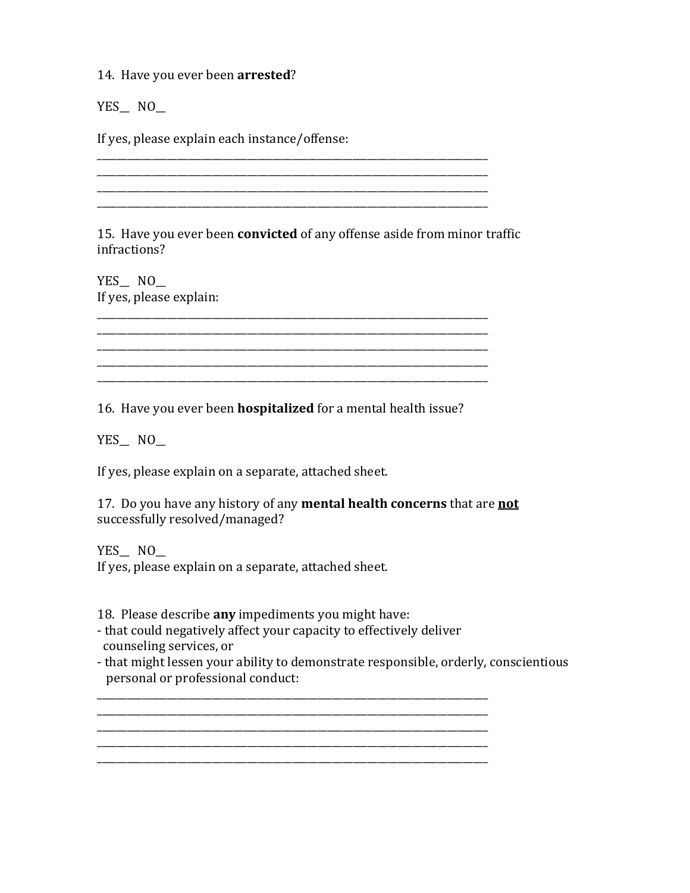14. Have you ever been **arrested**?

YES__ NO__

If yes, please explain each instance/offense:

_____________________________________________________________________________
_____________________________________________________________________________
_____________________________________________________________________________
_____________________________________________________________________________

15. Have you ever been **convicted** of any offense aside from minor traffic infractions?

YES__ NO__
If yes, please explain:

_____________________________________________________________________________
_____________________________________________________________________________
_____________________________________________________________________________
_____________________________________________________________________________
_____________________________________________________________________________

16. Have you ever been **hospitalized** for a mental health issue?

YES__ NO__

If yes, please explain on a separate, attached sheet.

17. Do you have any history of any **mental health concerns** that are **<u>not</u>** successfully resolved/managed?

YES__ NO__
If yes, please explain on a separate, attached sheet.

18. Please describe **any** impediments you might have:
- that could negatively affect your capacity to effectively deliver counseling services, or
- that might lessen your ability to demonstrate responsible, orderly, conscientious personal or professional conduct:

_____________________________________________________________________________
_____________________________________________________________________________
_____________________________________________________________________________
_____________________________________________________________________________
_____________________________________________________________________________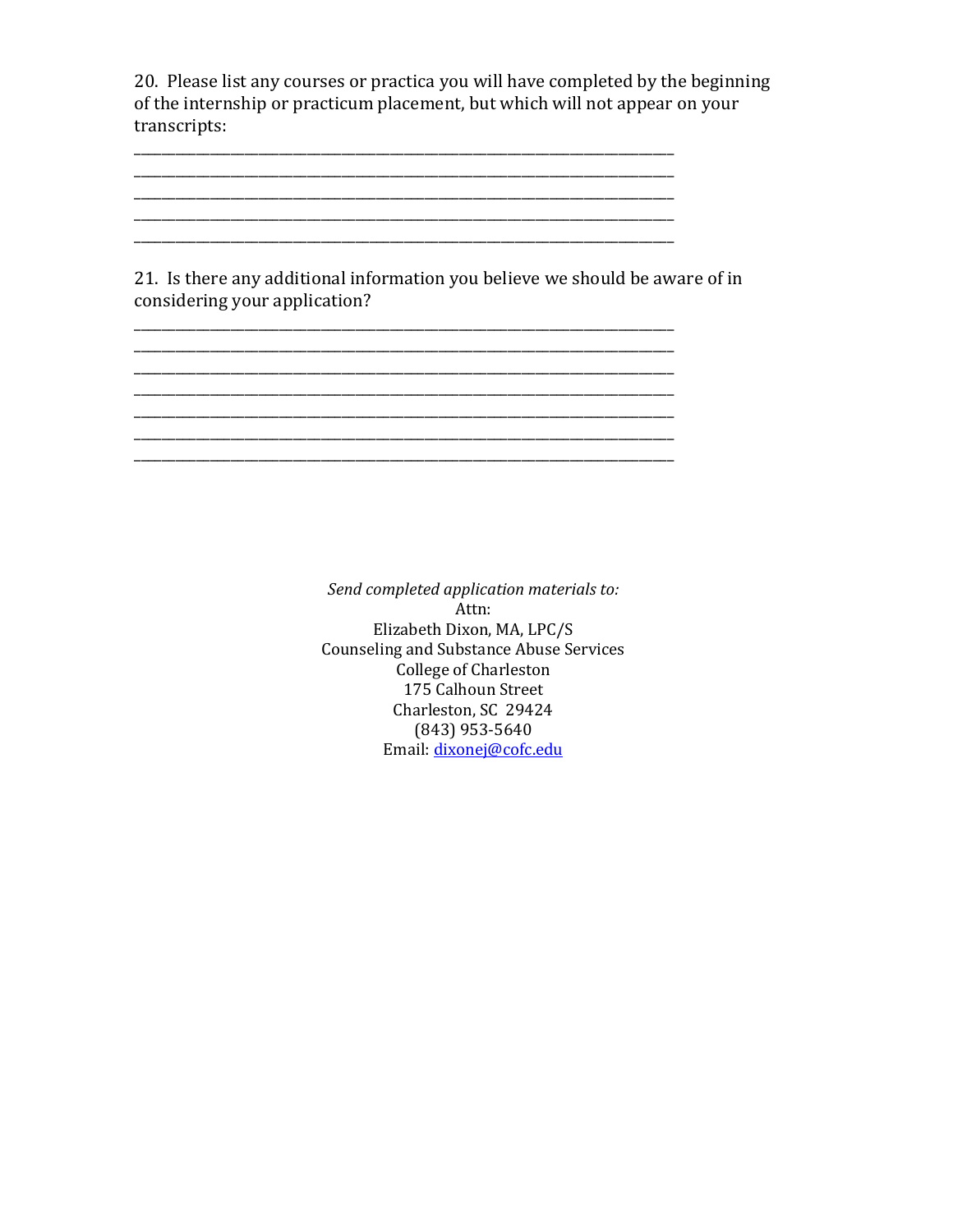20. Please list any courses or practica you will have completed by the beginning of the internship or practicum placement, but which will not appear on your transcripts:

_______________________________________________________________________
_______________________________________________________________________
_______________________________________________________________________
_______________________________________________________________________
_______________________________________________________________________

21. Is there any additional information you believe we should be aware of in considering your application?

_______________________________________________________________________
_______________________________________________________________________
_______________________________________________________________________
_______________________________________________________________________
_______________________________________________________________________
_______________________________________________________________________
_______________________________________________________________________

*Send completed application materials to:*
Attn:
Elizabeth Dixon, MA, LPC/S
Counseling and Substance Abuse Services
College of Charleston
175 Calhoun Street
Charleston, SC 29424
(843) 953-5640
Email: dixonej@cofc.edu